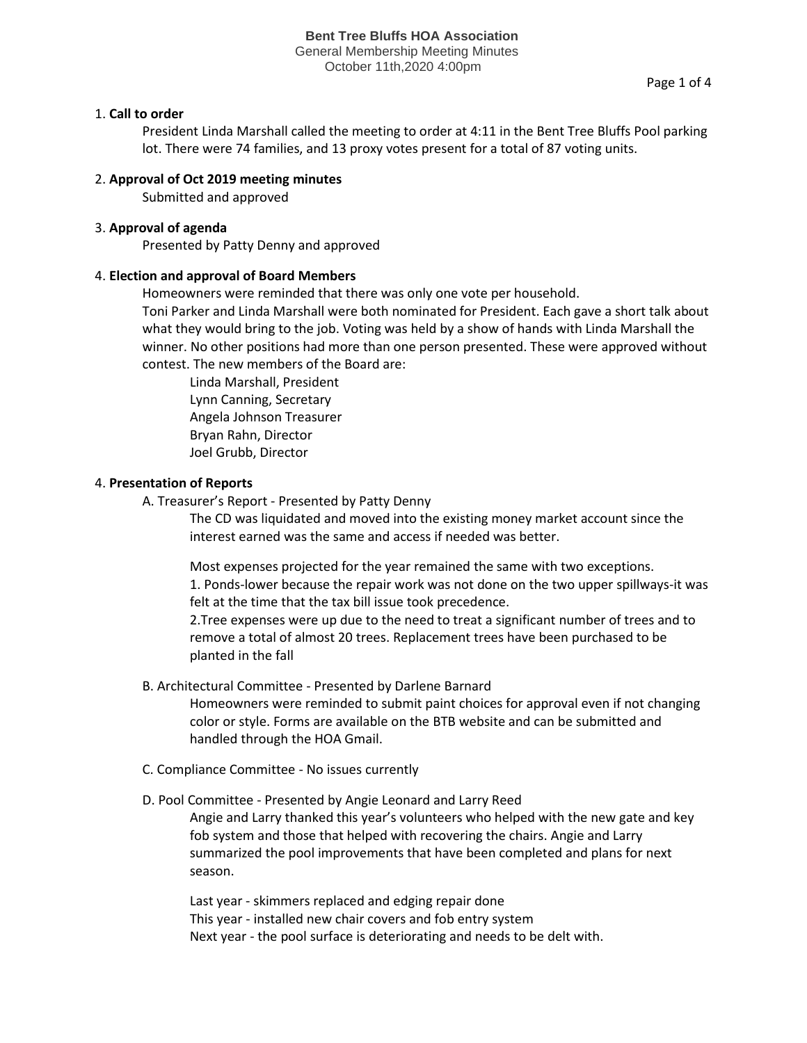**Bent Tree Bluffs HOA Association**
General Membership Meeting Minutes
October 11th,2020 4:00pm

1. **Call to order**

   President Linda Marshall called the meeting to order at 4:11 in the Bent Tree Bluffs Pool parking lot. There were 74 families, and 13 proxy votes present for a total of 87 voting units.

2. **Approval of Oct 2019 meeting minutes**

   Submitted and approved

3. **Approval of agenda**

   Presented by Patty Denny and approved

4. **Election and approval of Board Members**

   Homeowners were reminded that there was only one vote per household.
   Toni Parker and Linda Marshall were both nominated for President. Each gave a short talk about what they would bring to the job. Voting was held by a show of hands with Linda Marshall the winner. No other positions had more than one person presented. These were approved without contest. The new members of the Board are:

   Linda Marshall, President
   Lynn Canning, Secretary
   Angela Johnson Treasurer
   Bryan Rahn, Director
   Joel Grubb, Director

4. **Presentation of Reports**

   A. Treasurer's Report - Presented by Patty Denny

   The CD was liquidated and moved into the existing money market account since the interest earned was the same and access if needed was better.

   Most expenses projected for the year remained the same with two exceptions.
   1. Ponds-lower because the repair work was not done on the two upper spillways-it was felt at the time that the tax bill issue took precedence.
   2.Tree expenses were up due to the need to treat a significant number of trees and to remove a total of almost 20 trees. Replacement trees have been purchased to be planted in the fall

   B. Architectural Committee - Presented by Darlene Barnard

   Homeowners were reminded to submit paint choices for approval even if not changing color or style. Forms are available on the BTB website and can be submitted and handled through the HOA Gmail.

   C. Compliance Committee - No issues currently

   D. Pool Committee - Presented by Angie Leonard and Larry Reed

   Angie and Larry thanked this year's volunteers who helped with the new gate and key fob system and those that helped with recovering the chairs. Angie and Larry summarized the pool improvements that have been completed and plans for next season.

   Last year - skimmers replaced and edging repair done
   This year - installed new chair covers and fob entry system
   Next year - the pool surface is deteriorating and needs to be delt with.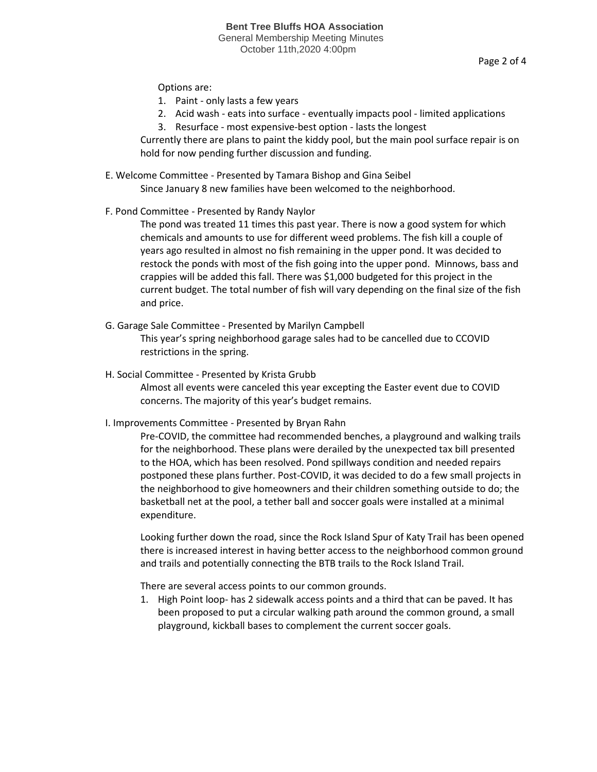Options are:

1. Paint - only lasts a few years
2. Acid wash - eats into surface - eventually impacts pool - limited applications
3. Resurface - most expensive-best option - lasts the longest

Currently there are plans to paint the kiddy pool, but the main pool surface repair is on hold for now pending further discussion and funding.

E. Welcome Committee - Presented by Tamara Bishop and Gina Seibel

Since January 8 new families have been welcomed to the neighborhood.

F. Pond Committee - Presented by Randy Naylor

The pond was treated 11 times this past year. There is now a good system for which chemicals and amounts to use for different weed problems. The fish kill a couple of years ago resulted in almost no fish remaining in the upper pond. It was decided to restock the ponds with most of the fish going into the upper pond. Minnows, bass and crappies will be added this fall. There was $1,000 budgeted for this project in the current budget. The total number of fish will vary depending on the final size of the fish and price.

G. Garage Sale Committee - Presented by Marilyn Campbell

This year's spring neighborhood garage sales had to be cancelled due to CCOVID restrictions in the spring.

H. Social Committee - Presented by Krista Grubb

Almost all events were canceled this year excepting the Easter event due to COVID concerns. The majority of this year's budget remains.

I. Improvements Committee - Presented by Bryan Rahn

Pre-COVID, the committee had recommended benches, a playground and walking trails for the neighborhood. These plans were derailed by the unexpected tax bill presented to the HOA, which has been resolved. Pond spillways condition and needed repairs postponed these plans further. Post-COVID, it was decided to do a few small projects in the neighborhood to give homeowners and their children something outside to do; the basketball net at the pool, a tether ball and soccer goals were installed at a minimal expenditure.

Looking further down the road, since the Rock Island Spur of Katy Trail has been opened there is increased interest in having better access to the neighborhood common ground and trails and potentially connecting the BTB trails to the Rock Island Trail.

There are several access points to our common grounds.

1. High Point loop- has 2 sidewalk access points and a third that can be paved. It has been proposed to put a circular walking path around the common ground, a small playground, kickball bases to complement the current soccer goals.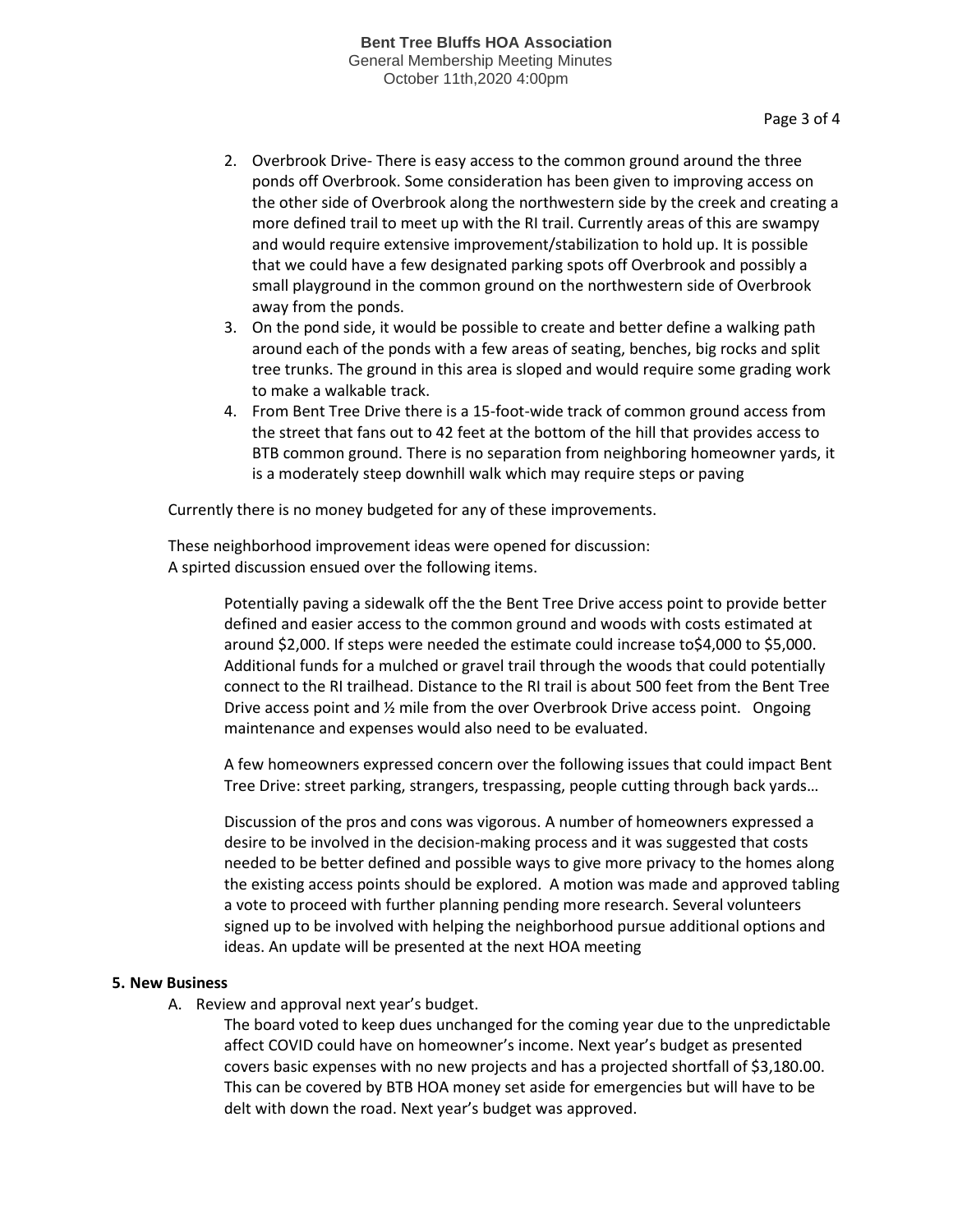2. Overbrook Drive- There is easy access to the common ground around the three ponds off Overbrook. Some consideration has been given to improving access on the other side of Overbrook along the northwestern side by the creek and creating a more defined trail to meet up with the RI trail. Currently areas of this are swampy and would require extensive improvement/stabilization to hold up. It is possible that we could have a few designated parking spots off Overbrook and possibly a small playground in the common ground on the northwestern side of Overbrook away from the ponds.
3. On the pond side, it would be possible to create and better define a walking path around each of the ponds with a few areas of seating, benches, big rocks and split tree trunks. The ground in this area is sloped and would require some grading work to make a walkable track.
4. From Bent Tree Drive there is a 15-foot-wide track of common ground access from the street that fans out to 42 feet at the bottom of the hill that provides access to BTB common ground. There is no separation from neighboring homeowner yards, it is a moderately steep downhill walk which may require steps or paving

Currently there is no money budgeted for any of these improvements.

These neighborhood improvement ideas were opened for discussion:
A spirted discussion ensued over the following items.

Potentially paving a sidewalk off the the Bent Tree Drive access point to provide better defined and easier access to the common ground and woods with costs estimated at around $2,000. If steps were needed the estimate could increase to$4,000 to $5,000. Additional funds for a mulched or gravel trail through the woods that could potentially connect to the RI trailhead. Distance to the RI trail is about 500 feet from the Bent Tree Drive access point and ½ mile from the over Overbrook Drive access point. Ongoing maintenance and expenses would also need to be evaluated.

A few homeowners expressed concern over the following issues that could impact Bent Tree Drive: street parking, strangers, trespassing, people cutting through back yards…

Discussion of the pros and cons was vigorous. A number of homeowners expressed a desire to be involved in the decision-making process and it was suggested that costs needed to be better defined and possible ways to give more privacy to the homes along the existing access points should be explored. A motion was made and approved tabling a vote to proceed with further planning pending more research. Several volunteers signed up to be involved with helping the neighborhood pursue additional options and ideas. An update will be presented at the next HOA meeting

**5. New Business**

A. Review and approval next year's budget.

The board voted to keep dues unchanged for the coming year due to the unpredictable affect COVID could have on homeowner's income. Next year's budget as presented covers basic expenses with no new projects and has a projected shortfall of $3,180.00. This can be covered by BTB HOA money set aside for emergencies but will have to be delt with down the road. Next year's budget was approved.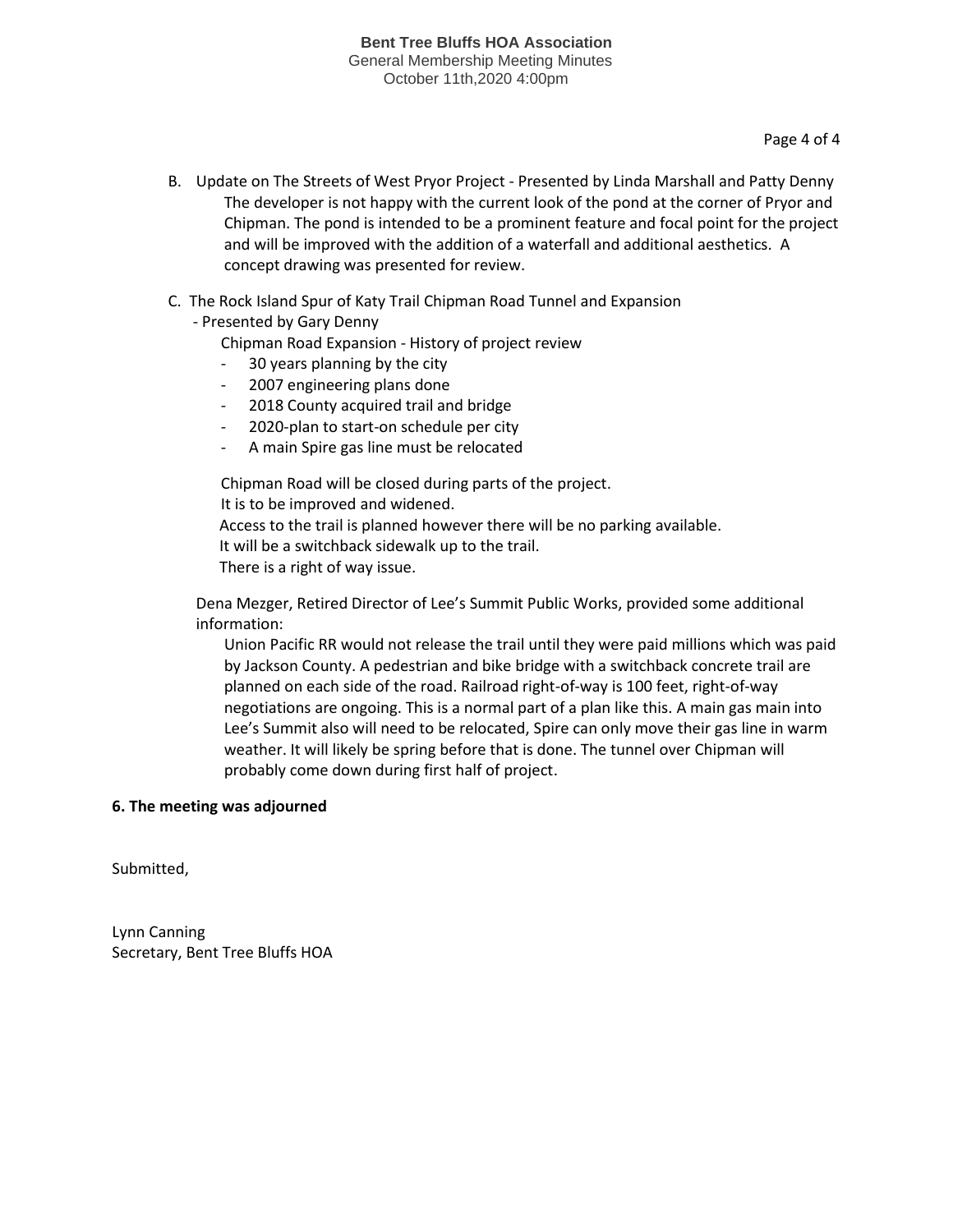B. Update on The Streets of West Pryor Project - Presented by Linda Marshall and Patty Denny

The developer is not happy with the current look of the pond at the corner of Pryor and Chipman. The pond is intended to be a prominent feature and focal point for the project and will be improved with the addition of a waterfall and additional aesthetics. A concept drawing was presented for review.

C. The Rock Island Spur of Katy Trail Chipman Road Tunnel and Expansion - Presented by Gary Denny

Chipman Road Expansion - History of project review

- 30 years planning by the city
- 2007 engineering plans done
- 2018 County acquired trail and bridge
- 2020-plan to start-on schedule per city
- A main Spire gas line must be relocated

Chipman Road will be closed during parts of the project.
It is to be improved and widened.
Access to the trail is planned however there will be no parking available.
It will be a switchback sidewalk up to the trail.
There is a right of way issue.

Dena Mezger, Retired Director of Lee's Summit Public Works, provided some additional information:

Union Pacific RR would not release the trail until they were paid millions which was paid by Jackson County. A pedestrian and bike bridge with a switchback concrete trail are planned on each side of the road. Railroad right-of-way is 100 feet, right-of-way negotiations are ongoing. This is a normal part of a plan like this. A main gas main into Lee's Summit also will need to be relocated, Spire can only move their gas line in warm weather. It will likely be spring before that is done. The tunnel over Chipman will probably come down during first half of project.

**6. The meeting was adjourned**

Submitted,

Lynn Canning
Secretary, Bent Tree Bluffs HOA